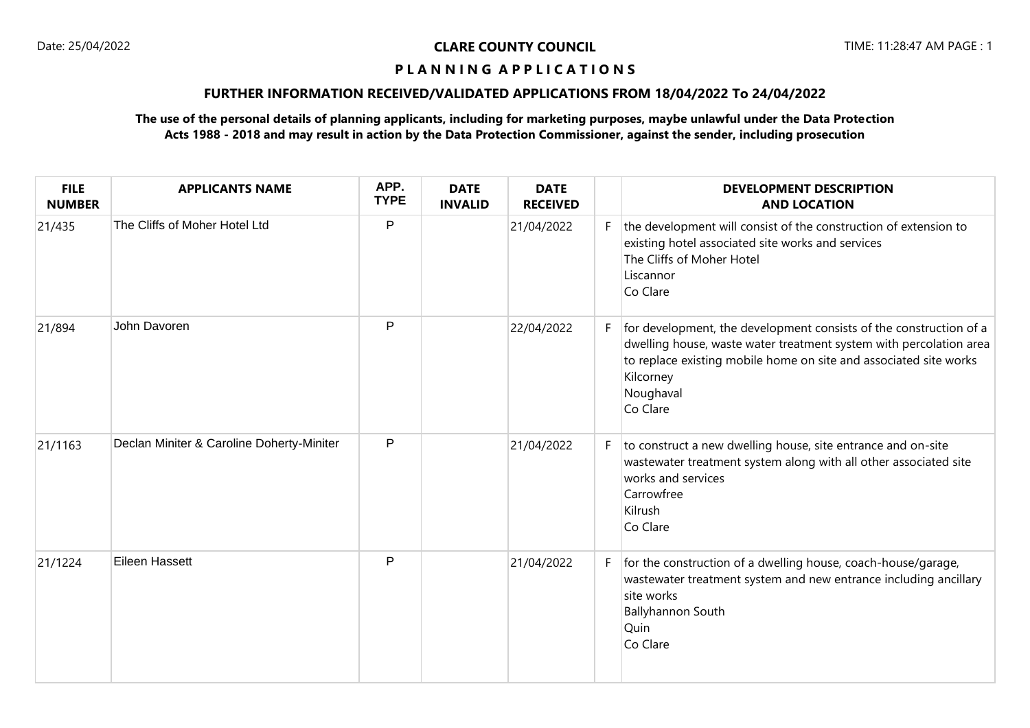Date: 25/04/2022

# CLARE COUNTY COUNCIL

TIME: 11:28:47 AM

## P L A N N I N G A P P L I C A T I O N S

### FURTHER INFORMATION RECEIVED/VALIDATED APPLICATIONS FROM 18/04/2022 To 24/04/2022

**The use of the personal details of planning applicants, including for marketing purposes, maybe unlawful under the Data Protection Acts 1988 - 2018 and may result in action by the Data Protection Commissioner, against the sender, including prosecution**

| FILE NUMBER | APPLICANTS NAME | APP. TYPE | DATE INVALID | DATE RECEIVED | | DEVELOPMENT DESCRIPTION AND LOCATION |
|---|---|---|---|---|---|---|
| 21/435 | The Cliffs of Moher Hotel Ltd | P | | 21/04/2022 | F | the development will consist of the construction of extension to existing hotel associated site works and services<br>The Cliffs of Moher Hotel<br>Liscannor<br>Co Clare |
| 21/894 | John Davoren | P | | 22/04/2022 | F | for development, the development consists of the construction of a dwelling house, waste water treatment system with percolation area to replace existing mobile home on site and associated site works<br>Kilcorney<br>Noughaval<br>Co Clare |
| 21/1163 | Declan Miniter & Caroline Doherty-Miniter | P | | 21/04/2022 | F | to construct a new dwelling house, site entrance and on-site wastewater treatment system along with all other associated site works and services<br>Carrowfree<br>Kilrush<br>Co Clare |
| 21/1224 | Eileen Hassett | P | | 21/04/2022 | F | for the construction of a dwelling house, coach-house/garage, wastewater treatment system and new entrance including ancillary site works<br>Ballyhannon South<br>Quin<br>Co Clare |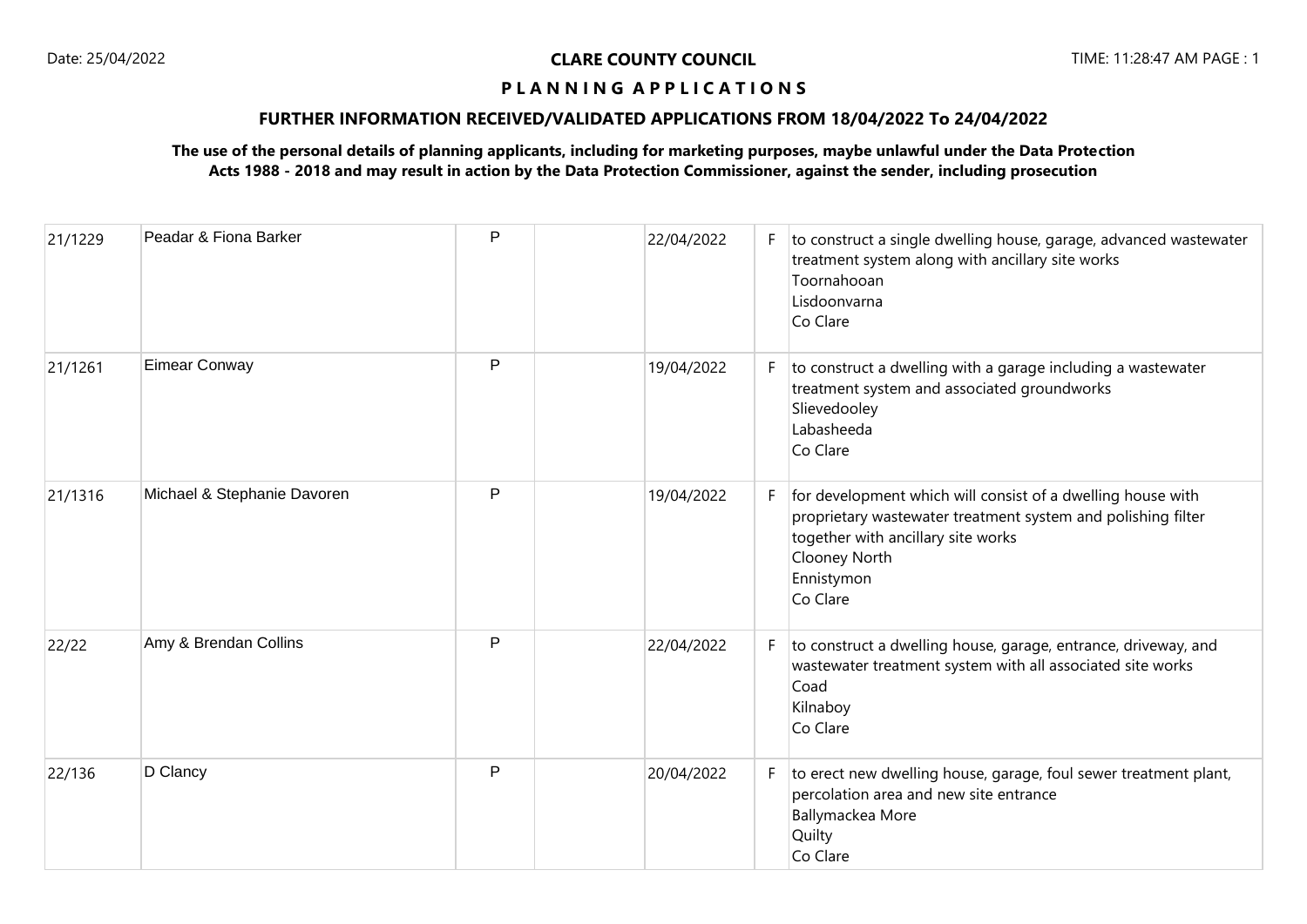**CLARE COUNTY COUNCIL**

**P L A N N I N G A P P L I C A T I O N S**

**FURTHER INFORMATION RECEIVED/VALIDATED APPLICATIONS FROM 18/04/2022 To 24/04/2022**

**The use of the personal details of planning applicants, including for marketing purposes, maybe unlawful under the Data Protection Acts 1988 - 2018 and may result in action by the Data Protection Commissioner, against the sender, including prosecution**

| | | | | | | |
|---|---|---|---|---|---|---|
| 21/1229 | Peadar & Fiona Barker | P | | 22/04/2022 | F | to construct a single dwelling house, garage, advanced wastewater treatment system along with ancillary site works<br>Toornahooan<br>Lisdoonvarna<br>Co Clare |
| 21/1261 | Eimear Conway | P | | 19/04/2022 | F | to construct a dwelling with a garage including a wastewater treatment system and associated groundworks<br>Slievedooley<br>Labasheeda<br>Co Clare |
| 21/1316 | Michael & Stephanie Davoren | P | | 19/04/2022 | F | for development which will consist of a dwelling house with proprietary wastewater treatment system and polishing filter together with ancillary site works<br>Clooney North<br>Ennistymon<br>Co Clare |
| 22/22 | Amy & Brendan Collins | P | | 22/04/2022 | F | to construct a dwelling house, garage, entrance, driveway, and wastewater treatment system with all associated site works<br>Coad<br>Kilnaboy<br>Co Clare |
| 22/136 | D Clancy | P | | 20/04/2022 | F | to erect new dwelling house, garage, foul sewer treatment plant, percolation area and new site entrance<br>Ballymackea More<br>Quilty<br>Co Clare |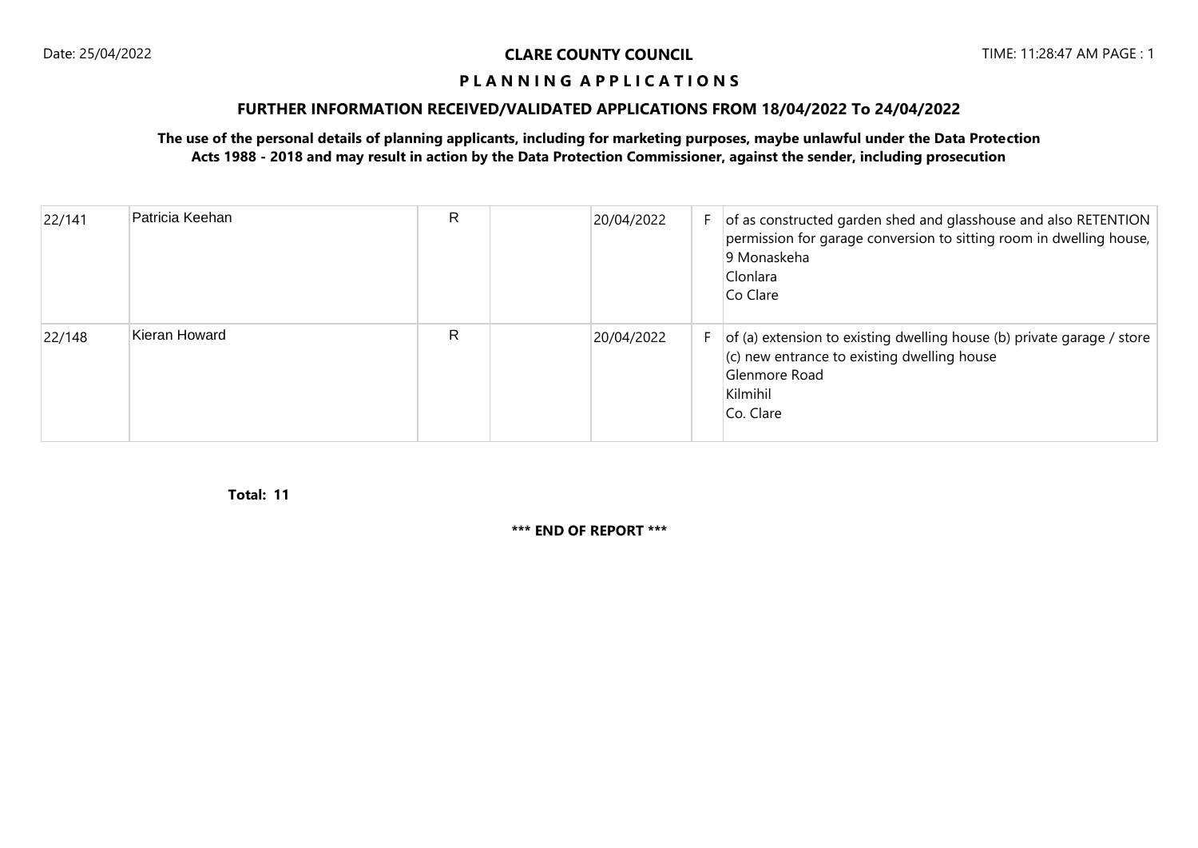# CLARE COUNTY COUNCIL

## P L A N N I N G  A P P L I C A T I O N S

### FURTHER INFORMATION RECEIVED/VALIDATED APPLICATIONS FROM 18/04/2022 To 24/04/2022

**The use of the personal details of planning applicants, including for marketing purposes, maybe unlawful under the Data Protection Acts 1988 - 2018 and may result in action by the Data Protection Commissioner, against the sender, including prosecution**

| | | | | | | |
|---|---|---|---|---|---|---|
| 22/141 | Patricia Keehan | R | | 20/04/2022 | F | of as constructed garden shed and glasshouse and also RETENTION permission for garage conversion to sitting room in dwelling house, 9 Monaskeha Clonlara Co Clare |
| 22/148 | Kieran Howard | R | | 20/04/2022 | F | of (a) extension to existing dwelling house (b) private garage / store (c) new entrance to existing dwelling house Glenmore Road Kilmihil Co. Clare |

**Total: 11**

**\*\*\* END OF REPORT \*\*\***